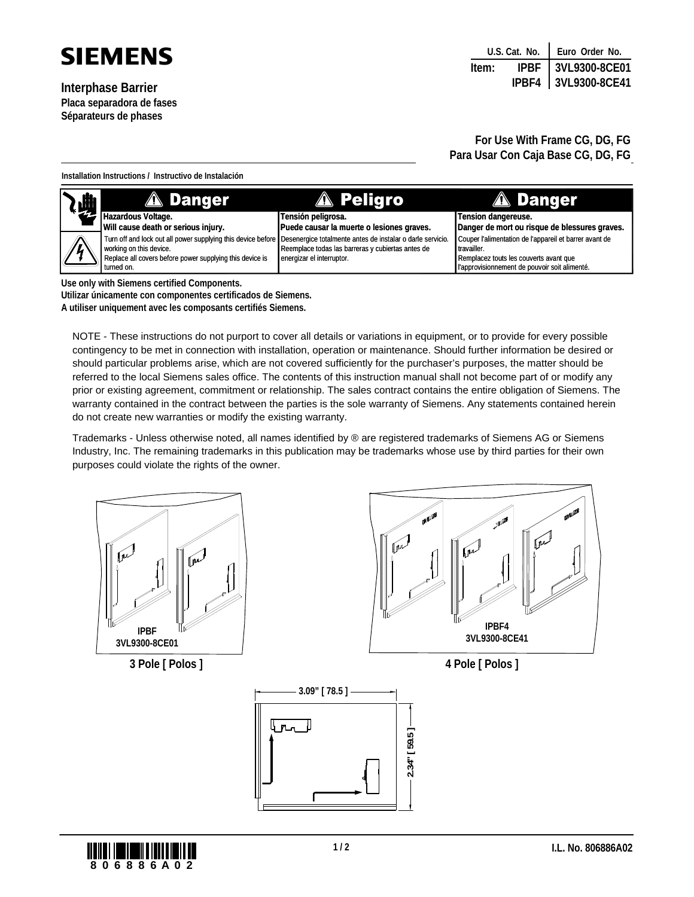# SIEMENS

**Interphase Barrier**
**Placa separadora de fases**
**Séparateurs de phases**

| | U.S. Cat. No. | Euro Order No. |
|---|---|---|
| **Item:** | **IPBF** | **3VL9300-8CE01** |
| | **IPBF4** | **3VL9300-8CE41** |

**For Use With Frame CG, DG, FG**
**Para Usar Con Caja Base CG, DG, FG**

**Installation Instructions / Instructivo de Instalación**

| ⚠ Danger | ⚠ Peligro | ⚠ Danger |
|---|---|---|
| **Hazardous Voltage.** **Will cause death or serious injury.** Turn off and lock out all power supplying this device before working on this device. Replace all covers before power supplying this device is turned on. | **Tensión peligrosa.** **Puede causar la muerte o lesiones graves.** Desenergice totalmente antes de instalar o darle servicio. Reemplace todas las barreras y cubiertas antes de energizar el interruptor. | **Tension dangereuse.** **Danger de mort ou risque de blessures graves.** Couper l'alimentation de l'appareil et barrer avant de travailler. Remplacez touts les couverts avant que l'approvisionnement de pouvoir soit alimenté. |

**Use only with Siemens certified Components.**
**Utilizar únicamente con componentes certificados de Siemens.**
**A utiliser uniquement avec les composants certifiés Siemens.**

NOTE - These instructions do not purport to cover all details or variations in equipment, or to provide for every possible contingency to be met in connection with installation, operation or maintenance. Should further information be desired or should particular problems arise, which are not covered sufficiently for the purchaser's purposes, the matter should be referred to the local Siemens sales office. The contents of this instruction manual shall not become part of or modify any prior or existing agreement, commitment or relationship. The sales contract contains the entire obligation of Siemens. The warranty contained in the contract between the parties is the sole warranty of Siemens. Any statements contained herein do not create new warranties or modify the existing warranty.

Trademarks - Unless otherwise noted, all names identified by ® are registered trademarks of Siemens AG or Siemens Industry, Inc. The remaining trademarks in this publication may be trademarks whose use by third parties for their own purposes could violate the rights of the owner.

IPBF
3VL9300-8CE01

**3 Pole [ Polos ]**

IPBF4
3VL9300-8CE41

**4 Pole [ Polos ]**

3.09" [ 78.5 ]

2.34" [ 59.5 ]

I.L. No. 806886A02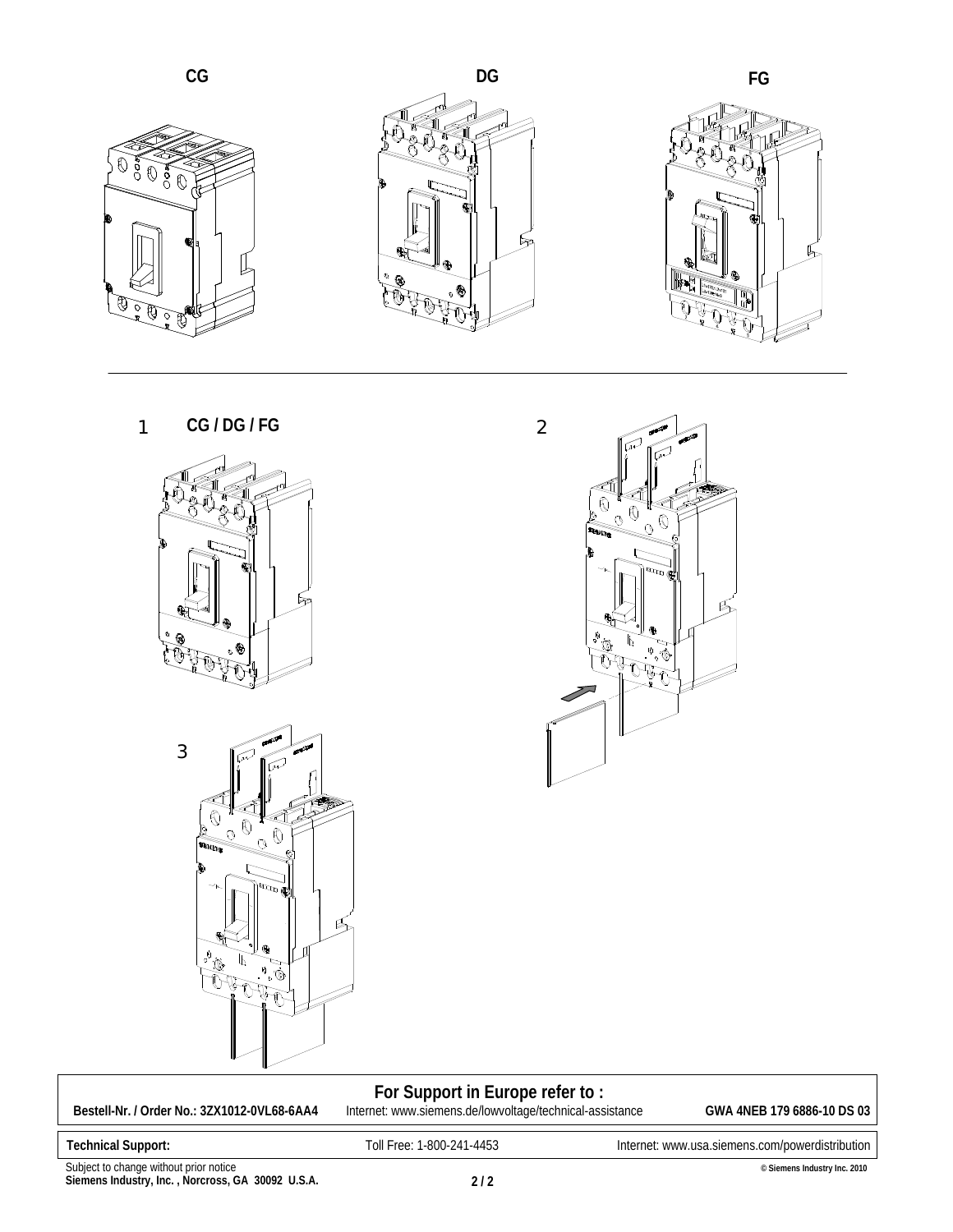CG

DG

FG

1 CG / DG / FG

2

3

For Support in Europe refer to :

Bestell-Nr. / Order No.: 3ZX1012-0VL68-6AA4

Internet: www.siemens.de/lowvoltage/technical-assistance

GWA 4NEB 179 6886-10 DS 03

Technical Support: Toll Free: 1-800-241-4453 Internet: www.usa.siemens.com/powerdistribution

Subject to change without prior notice

**Siemens Industry, Inc. , Norcross, GA 30092 U.S.A.**

© Siemens Industry Inc. 2010